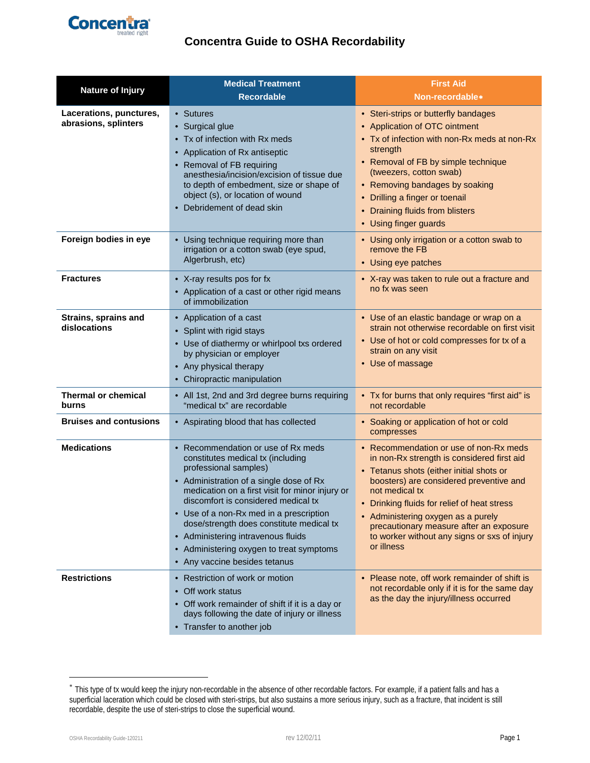# Concentra Guide to OSHA Recordability

| Nature of Injury | Medical Treatment<br>Recordable | First Aid<br>Non-recordable* |
|---|---|---|
| **Lacerations, punctures, abrasions, splinters** | • Sutures<br>• Surgical glue<br>• Tx of infection with Rx meds<br>• Application of Rx antiseptic<br>• Removal of FB requiring anesthesia/incision/excision of tissue due to depth of embedment, size or shape of object (s), or location of wound<br>• Debridement of dead skin | • Steri-strips or butterfly bandages<br>• Application of OTC ointment<br>• Tx of infection with non-Rx meds at non-Rx strength<br>• Removal of FB by simple technique (tweezers, cotton swab)<br>• Removing bandages by soaking<br>• Drilling a finger or toenail<br>• Draining fluids from blisters<br>• Using finger guards |
| **Foreign bodies in eye** | • Using technique requiring more than irrigation or a cotton swab (eye spud, Algerbrush, etc) | • Using only irrigation or a cotton swab to remove the FB<br>• Using eye patches |
| **Fractures** | • X-ray results pos for fx<br>• Application of a cast or other rigid means of immobilization | • X-ray was taken to rule out a fracture and no fx was seen |
| **Strains, sprains and dislocations** | • Application of a cast<br>• Splint with rigid stays<br>• Use of diathermy or whirlpool txs ordered by physician or employer<br>• Any physical therapy<br>• Chiropractic manipulation | • Use of an elastic bandage or wrap on a strain not otherwise recordable on first visit<br>• Use of hot or cold compresses for tx of a strain on any visit<br>• Use of massage |
| **Thermal or chemical burns** | • All 1st, 2nd and 3rd degree burns requiring "medical tx" are recordable | • Tx for burns that only requires "first aid" is not recordable |
| **Bruises and contusions** | • Aspirating blood that has collected | • Soaking or application of hot or cold compresses |
| **Medications** | • Recommendation or use of Rx meds constitutes medical tx (including professional samples)<br>• Administration of a single dose of Rx medication on a first visit for minor injury or discomfort is considered medical tx<br>• Use of a non-Rx med in a prescription dose/strength does constitute medical tx<br>• Administering intravenous fluids<br>• Administering oxygen to treat symptoms<br>• Any vaccine besides tetanus | • Recommendation or use of non-Rx meds in non-Rx strength is considered first aid<br>• Tetanus shots (either initial shots or boosters) are considered preventive and not medical tx<br>• Drinking fluids for relief of heat stress<br>• Administering oxygen as a purely precautionary measure after an exposure to worker without any signs or sxs of injury or illness |
| **Restrictions** | • Restriction of work or motion<br>• Off work status<br>• Off work remainder of shift if it is a day or days following the date of injury or illness<br>• Transfer to another job | • Please note, off work remainder of shift is not recordable only if it is for the same day as the day the injury/illness occurred |

* This type of tx would keep the injury non-recordable in the absence of other recordable factors. For example, if a patient falls and has a superficial laceration which could be closed with steri-strips, but also sustains a more serious injury, such as a fracture, that incident is still recordable, despite the use of steri-strips to close the superficial wound.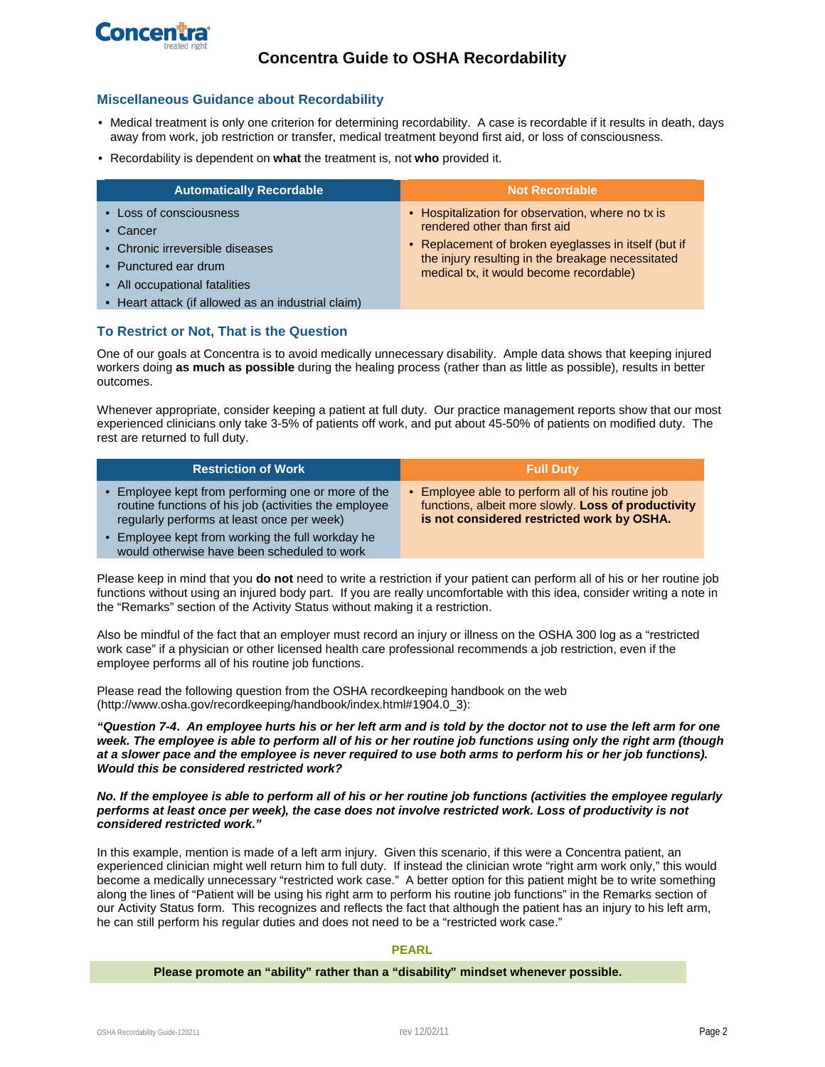# Concentra Guide to OSHA Recordability

## Miscellaneous Guidance about Recordability

- Medical treatment is only one criterion for determining recordability. A case is recordable if it results in death, days away from work, job restriction or transfer, medical treatment beyond first aid, or loss of consciousness.
- Recordability is dependent on **what** the treatment is, not **who** provided it.

| Automatically Recordable | Not Recordable |
|---|---|
| • Loss of consciousness<br>• Cancer<br>• Chronic irreversible diseases<br>• Punctured ear drum<br>• All occupational fatalities<br>• Heart attack (if allowed as an industrial claim) | • Hospitalization for observation, where no tx is rendered other than first aid<br>• Replacement of broken eyeglasses in itself (but if the injury resulting in the breakage necessitated medical tx, it would become recordable) |

## To Restrict or Not, That is the Question

One of our goals at Concentra is to avoid medically unnecessary disability. Ample data shows that keeping injured workers doing **as much as possible** during the healing process (rather than as little as possible), results in better outcomes.

Whenever appropriate, consider keeping a patient at full duty. Our practice management reports show that our most experienced clinicians only take 3-5% of patients off work, and put about 45-50% of patients on modified duty. The rest are returned to full duty.

| Restriction of Work | Full Duty |
|---|---|
| • Employee kept from performing one or more of the routine functions of his job (activities the employee regularly performs at least once per week)<br>• Employee kept from working the full workday he would otherwise have been scheduled to work | • Employee able to perform all of his routine job functions, albeit more slowly. **Loss of productivity is not considered restricted work by OSHA.** |

Please keep in mind that you **do not** need to write a restriction if your patient can perform all of his or her routine job functions without using an injured body part. If you are really uncomfortable with this idea, consider writing a note in the "Remarks" section of the Activity Status without making it a restriction.

Also be mindful of the fact that an employer must record an injury or illness on the OSHA 300 log as a "restricted work case" if a physician or other licensed health care professional recommends a job restriction, even if the employee performs all of his routine job functions.

Please read the following question from the OSHA recordkeeping handbook on the web (http://www.osha.gov/recordkeeping/handbook/index.html#1904.0_3):

***"Question 7-4. An employee hurts his or her left arm and is told by the doctor not to use the left arm for one week. The employee is able to perform all of his or her routine job functions using only the right arm (though at a slower pace and the employee is never required to use both arms to perform his or her job functions). Would this be considered restricted work?***

***No. If the employee is able to perform all of his or her routine job functions (activities the employee regularly performs at least once per week), the case does not involve restricted work. Loss of productivity is not considered restricted work."***

In this example, mention is made of a left arm injury. Given this scenario, if this were a Concentra patient, an experienced clinician might well return him to full duty. If instead the clinician wrote "right arm work only," this would become a medically unnecessary "restricted work case." A better option for this patient might be to write something along the lines of "Patient will be using his right arm to perform his routine job functions" in the Remarks section of our Activity Status form. This recognizes and reflects the fact that although the patient has an injury to his left arm, he can still perform his regular duties and does not need to be a "restricted work case."

**PEARL**

**Please promote an "ability" rather than a "disability" mindset whenever possible.**